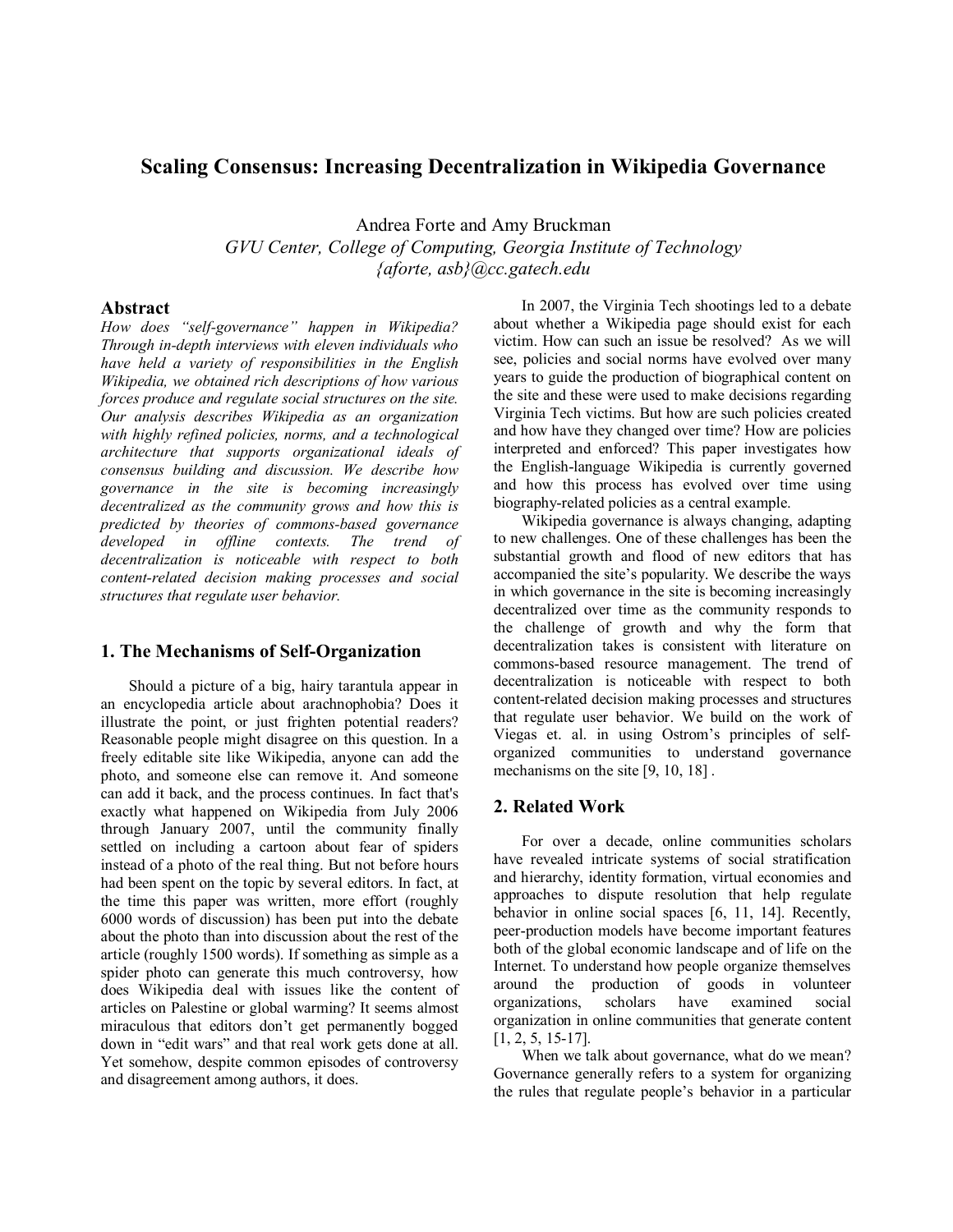# Scaling Consensus: Increasing Decentralization in Wikipedia Governance

Andrea Forte and Amy Bruckman

*GVU Center, College of Computing, Georgia Institute of Technology*
*{aforte, asb}@cc.gatech.edu*

## Abstract

*How does "self-governance" happen in Wikipedia? Through in-depth interviews with eleven individuals who have held a variety of responsibilities in the English Wikipedia, we obtained rich descriptions of how various forces produce and regulate social structures on the site. Our analysis describes Wikipedia as an organization with highly refined policies, norms, and a technological architecture that supports organizational ideals of consensus building and discussion. We describe how governance in the site is becoming increasingly decentralized as the community grows and how this is predicted by theories of commons-based governance developed in offline contexts. The trend of decentralization is noticeable with respect to both content-related decision making processes and social structures that regulate user behavior.*

## 1. The Mechanisms of Self-Organization

Should a picture of a big, hairy tarantula appear in an encyclopedia article about arachnophobia? Does it illustrate the point, or just frighten potential readers? Reasonable people might disagree on this question. In a freely editable site like Wikipedia, anyone can add the photo, and someone else can remove it. And someone can add it back, and the process continues. In fact that's exactly what happened on Wikipedia from July 2006 through January 2007, until the community finally settled on including a cartoon about fear of spiders instead of a photo of the real thing. But not before hours had been spent on the topic by several editors. In fact, at the time this paper was written, more effort (roughly 6000 words of discussion) has been put into the debate about the photo than into discussion about the rest of the article (roughly 1500 words). If something as simple as a spider photo can generate this much controversy, how does Wikipedia deal with issues like the content of articles on Palestine or global warming? It seems almost miraculous that editors don't get permanently bogged down in "edit wars" and that real work gets done at all. Yet somehow, despite common episodes of controversy and disagreement among authors, it does.

In 2007, the Virginia Tech shootings led to a debate about whether a Wikipedia page should exist for each victim. How can such an issue be resolved? As we will see, policies and social norms have evolved over many years to guide the production of biographical content on the site and these were used to make decisions regarding Virginia Tech victims. But how are such policies created and how have they changed over time? How are policies interpreted and enforced? This paper investigates how the English-language Wikipedia is currently governed and how this process has evolved over time using biography-related policies as a central example.

Wikipedia governance is always changing, adapting to new challenges. One of these challenges has been the substantial growth and flood of new editors that has accompanied the site's popularity. We describe the ways in which governance in the site is becoming increasingly decentralized over time as the community responds to the challenge of growth and why the form that decentralization takes is consistent with literature on commons-based resource management. The trend of decentralization is noticeable with respect to both content-related decision making processes and structures that regulate user behavior. We build on the work of Viegas et. al. in using Ostrom's principles of self-organized communities to understand governance mechanisms on the site [9, 10, 18] .

## 2. Related Work

For over a decade, online communities scholars have revealed intricate systems of social stratification and hierarchy, identity formation, virtual economies and approaches to dispute resolution that help regulate behavior in online social spaces [6, 11, 14]. Recently, peer-production models have become important features both of the global economic landscape and of life on the Internet. To understand how people organize themselves around the production of goods in volunteer organizations, scholars have examined social organization in online communities that generate content [1, 2, 5, 15-17].

When we talk about governance, what do we mean? Governance generally refers to a system for organizing the rules that regulate people's behavior in a particular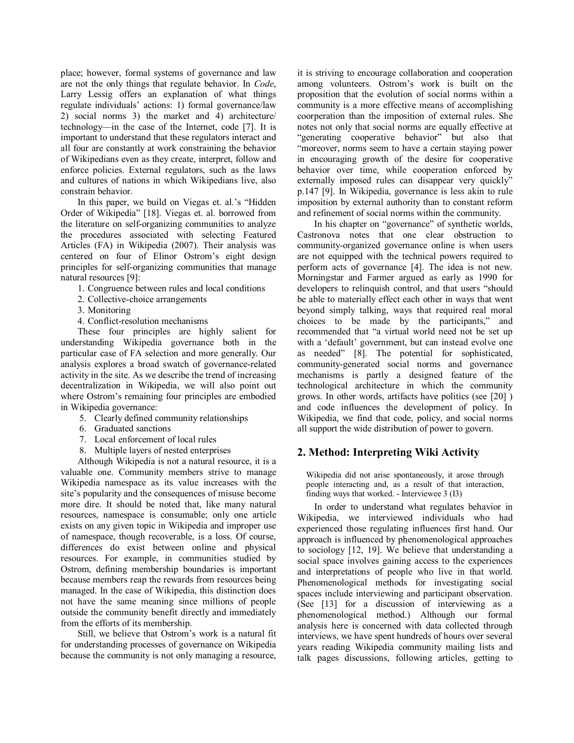place; however, formal systems of governance and law are not the only things that regulate behavior. In *Code*, Larry Lessig offers an explanation of what things regulate individuals' actions: 1) formal governance/law 2) social norms 3) the market and 4) architecture/ technology—in the case of the Internet, code [7]. It is important to understand that these regulators interact and all four are constantly at work constraining the behavior of Wikipedians even as they create, interpret, follow and enforce policies. External regulators, such as the laws and cultures of nations in which Wikipedians live, also constrain behavior.

In this paper, we build on Viegas et. al.'s "Hidden Order of Wikipedia" [18]. Viegas et. al. borrowed from the literature on self-organizing communities to analyze the procedures associated with selecting Featured Articles (FA) in Wikipedia (2007). Their analysis was centered on four of Elinor Ostrom's eight design principles for self-organizing communities that manage natural resources [9]:

1. Congruence between rules and local conditions
2. Collective-choice arrangements
3. Monitoring
4. Conflict-resolution mechanisms

These four principles are highly salient for understanding Wikipedia governance both in the particular case of FA selection and more generally. Our analysis explores a broad swatch of governance-related activity in the site. As we describe the trend of increasing decentralization in Wikipedia, we will also point out where Ostrom's remaining four principles are embodied in Wikipedia governance:

5. Clearly defined community relationships
6. Graduated sanctions
7. Local enforcement of local rules
8. Multiple layers of nested enterprises

Although Wikipedia is not a natural resource, it is a valuable one. Community members strive to manage Wikipedia namespace as its value increases with the site's popularity and the consequences of misuse become more dire. It should be noted that, like many natural resources, namespace is consumable; only one article exists on any given topic in Wikipedia and improper use of namespace, though recoverable, is a loss. Of course, differences do exist between online and physical resources. For example, in communities studied by Ostrom, defining membership boundaries is important because members reap the rewards from resources being managed. In the case of Wikipedia, this distinction does not have the same meaning since millions of people outside the community benefit directly and immediately from the efforts of its membership.

Still, we believe that Ostrom's work is a natural fit for understanding processes of governance on Wikipedia because the community is not only managing a resource, it is striving to encourage collaboration and cooperation among volunteers. Ostrom's work is built on the proposition that the evolution of social norms within a community is a more effective means of accomplishing coorperation than the imposition of external rules. She notes not only that social norms are equally effective at "generating cooperative behavior" but also that "moreover, norms seem to have a certain staying power in encouraging growth of the desire for cooperative behavior over time, while cooperation enforced by externally imposed rules can disappear very quickly" p.147 [9]. In Wikipedia, governance is less akin to rule imposition by external authority than to constant reform and refinement of social norms within the community.

In his chapter on "governance" of synthetic worlds, Castronova notes that one clear obstruction to community-organized governance online is when users are not equipped with the technical powers required to perform acts of governance [4]. The idea is not new. Morningstar and Farmer argued as early as 1990 for developers to relinquish control, and that users "should be able to materially effect each other in ways that went beyond simply talking, ways that required real moral choices to be made by the participants," and recommended that "a virtual world need not be set up with a 'default' government, but can instead evolve one as needed" [8]. The potential for sophisticated, community-generated social norms and governance mechanisms is partly a designed feature of the technological architecture in which the community grows. In other words, artifacts have politics (see [20] ) and code influences the development of policy. In Wikipedia, we find that code, policy, and social norms all support the wide distribution of power to govern.

## 2. Method: Interpreting Wiki Activity

> Wikipedia did not arise spontaneously, it arose through people interacting and, as a result of that interaction, finding ways that worked. - Interviewee 3 (I3)

In order to understand what regulates behavior in Wikipedia, we interviewed individuals who had experienced those regulating influences first hand. Our approach is influenced by phenomenological approaches to sociology [12, 19]. We believe that understanding a social space involves gaining access to the experiences and interpretations of people who live in that world. Phenomenological methods for investigating social spaces include interviewing and participant observation. (See [13] for a discussion of interviewing as a phenomenological method.) Although our formal analysis here is concerned with data collected through interviews, we have spent hundreds of hours over several years reading Wikipedia community mailing lists and talk pages discussions, following articles, getting to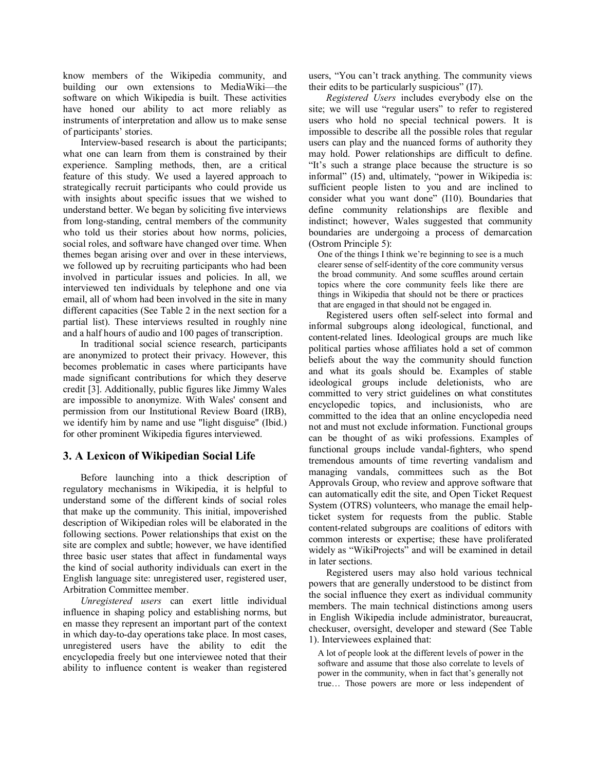know members of the Wikipedia community, and building our own extensions to MediaWiki—the software on which Wikipedia is built. These activities have honed our ability to act more reliably as instruments of interpretation and allow us to make sense of participants' stories.

Interview-based research is about the participants; what one can learn from them is constrained by their experience. Sampling methods, then, are a critical feature of this study. We used a layered approach to strategically recruit participants who could provide us with insights about specific issues that we wished to understand better. We began by soliciting five interviews from long-standing, central members of the community who told us their stories about how norms, policies, social roles, and software have changed over time. When themes began arising over and over in these interviews, we followed up by recruiting participants who had been involved in particular issues and policies. In all, we interviewed ten individuals by telephone and one via email, all of whom had been involved in the site in many different capacities (See Table 2 in the next section for a partial list). These interviews resulted in roughly nine and a half hours of audio and 100 pages of transcription.

In traditional social science research, participants are anonymized to protect their privacy. However, this becomes problematic in cases where participants have made significant contributions for which they deserve credit [3]. Additionally, public figures like Jimmy Wales are impossible to anonymize. With Wales' consent and permission from our Institutional Review Board (IRB), we identify him by name and use "light disguise" (Ibid.) for other prominent Wikipedia figures interviewed.

## 3. A Lexicon of Wikipedian Social Life

Before launching into a thick description of regulatory mechanisms in Wikipedia, it is helpful to understand some of the different kinds of social roles that make up the community. This initial, impoverished description of Wikipedian roles will be elaborated in the following sections. Power relationships that exist on the site are complex and subtle; however, we have identified three basic user states that affect in fundamental ways the kind of social authority individuals can exert in the English language site: unregistered user, registered user, Arbitration Committee member.

*Unregistered users* can exert little individual influence in shaping policy and establishing norms, but en masse they represent an important part of the context in which day-to-day operations take place. In most cases, unregistered users have the ability to edit the encyclopedia freely but one interviewee noted that their ability to influence content is weaker than registered users, "You can't track anything. The community views their edits to be particularly suspicious" (I7).

*Registered Users* includes everybody else on the site; we will use "regular users" to refer to registered users who hold no special technical powers. It is impossible to describe all the possible roles that regular users can play and the nuanced forms of authority they may hold. Power relationships are difficult to define. "It's such a strange place because the structure is so informal" (I5) and, ultimately, "power in Wikipedia is: sufficient people listen to you and are inclined to consider what you want done" (I10). Boundaries that define community relationships are flexible and indistinct; however, Wales suggested that community boundaries are undergoing a process of demarcation (Ostrom Principle 5):

> One of the things I think we're beginning to see is a much clearer sense of self-identity of the core community versus the broad community. And some scuffles around certain topics where the core community feels like there are things in Wikipedia that should not be there or practices that are engaged in that should not be engaged in.

Registered users often self-select into formal and informal subgroups along ideological, functional, and content-related lines. Ideological groups are much like political parties whose affiliates hold a set of common beliefs about the way the community should function and what its goals should be. Examples of stable ideological groups include deletionists, who are committed to very strict guidelines on what constitutes encyclopedic topics, and inclusionists, who are committed to the idea that an online encyclopedia need not and must not exclude information. Functional groups can be thought of as wiki professions. Examples of functional groups include vandal-fighters, who spend tremendous amounts of time reverting vandalism and managing vandals, committees such as the Bot Approvals Group, who review and approve software that can automatically edit the site, and Open Ticket Request System (OTRS) volunteers, who manage the email help-ticket system for requests from the public. Stable content-related subgroups are coalitions of editors with common interests or expertise; these have proliferated widely as "WikiProjects" and will be examined in detail in later sections.

Registered users may also hold various technical powers that are generally understood to be distinct from the social influence they exert as individual community members. The main technical distinctions among users in English Wikipedia include administrator, bureaucrat, checkuser, oversight, developer and steward (See Table 1). Interviewees explained that:

> A lot of people look at the different levels of power in the software and assume that those also correlate to levels of power in the community, when in fact that's generally not true… Those powers are more or less independent of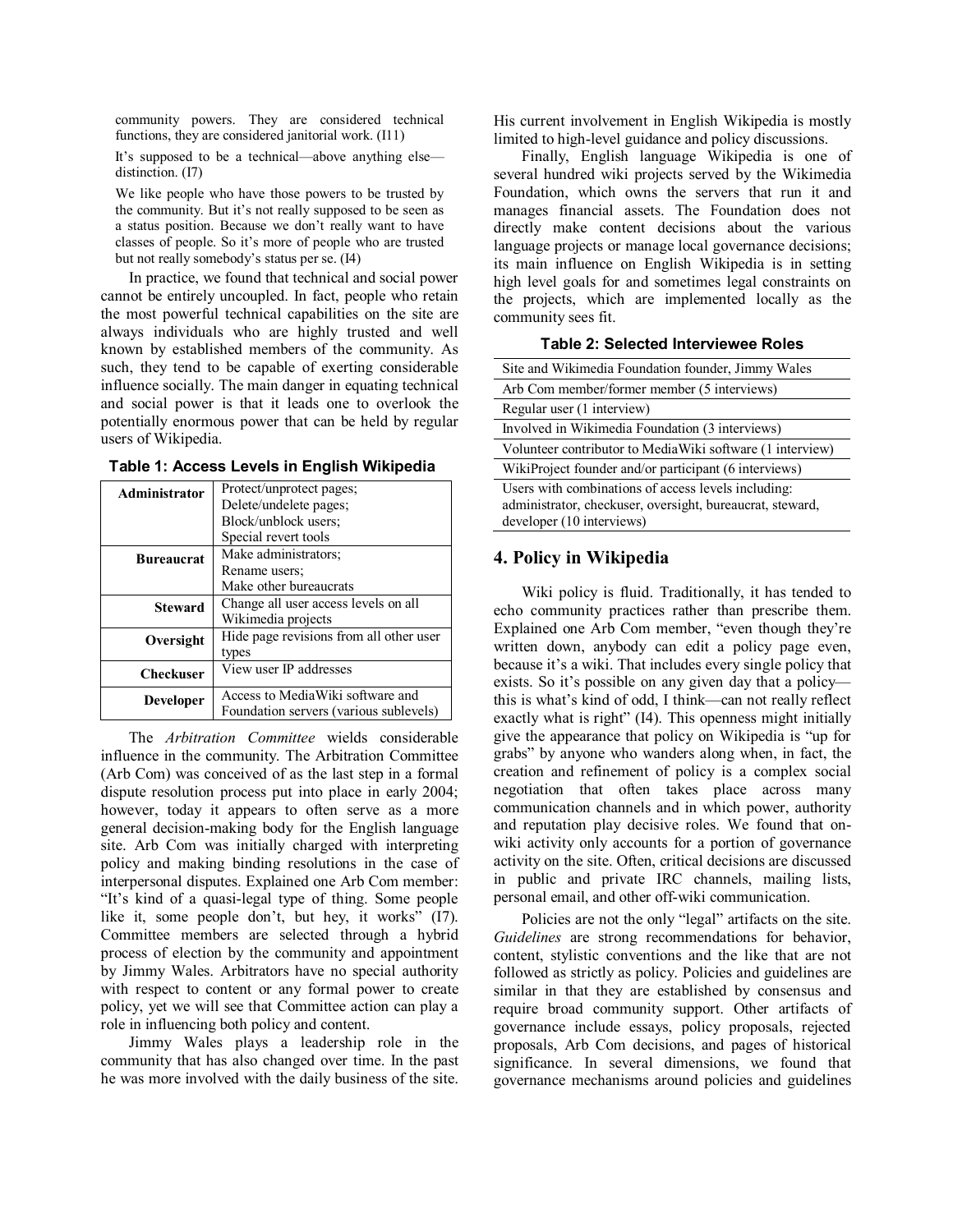> community powers. They are considered technical functions, they are considered janitorial work. (I11)

> It's supposed to be a technical—above anything else—distinction. (I7)

> We like people who have those powers to be trusted by the community. But it's not really supposed to be seen as a status position. Because we don't really want to have classes of people. So it's more of people who are trusted but not really somebody's status per se. (I4)

In practice, we found that technical and social power cannot be entirely uncoupled. In fact, people who retain the most powerful technical capabilities on the site are always individuals who are highly trusted and well known by established members of the community. As such, they tend to be capable of exerting considerable influence socially. The main danger in equating technical and social power is that it leads one to overlook the potentially enormous power that can be held by regular users of Wikipedia.

**Table 1: Access Levels in English Wikipedia**

| | |
|---|---|
| **Administrator** | Protect/unprotect pages; Delete/undelete pages; Block/unblock users; Special revert tools |
| **Bureaucrat** | Make administrators; Rename users; Make other bureaucrats |
| **Steward** | Change all user access levels on all Wikimedia projects |
| **Oversight** | Hide page revisions from all other user types |
| **Checkuser** | View user IP addresses |
| **Developer** | Access to MediaWiki software and Foundation servers (various sublevels) |

The *Arbitration Committee* wields considerable influence in the community. The Arbitration Committee (Arb Com) was conceived of as the last step in a formal dispute resolution process put into place in early 2004; however, today it appears to often serve as a more general decision-making body for the English language site. Arb Com was initially charged with interpreting policy and making binding resolutions in the case of interpersonal disputes. Explained one Arb Com member: "It's kind of a quasi-legal type of thing. Some people like it, some people don't, but hey, it works" (I7). Committee members are selected through a hybrid process of election by the community and appointment by Jimmy Wales. Arbitrators have no special authority with respect to content or any formal power to create policy, yet we will see that Committee action can play a role in influencing both policy and content.

Jimmy Wales plays a leadership role in the community that has also changed over time. In the past he was more involved with the daily business of the site. His current involvement in English Wikipedia is mostly limited to high-level guidance and policy discussions.

Finally, English language Wikipedia is one of several hundred wiki projects served by the Wikimedia Foundation, which owns the servers that run it and manages financial assets. The Foundation does not directly make content decisions about the various language projects or manage local governance decisions; its main influence on English Wikipedia is in setting high level goals for and sometimes legal constraints on the projects, which are implemented locally as the community sees fit.

**Table 2: Selected Interviewee Roles**

| |
|---|
| Site and Wikimedia Foundation founder, Jimmy Wales |
| Arb Com member/former member (5 interviews) |
| Regular user (1 interview) |
| Involved in Wikimedia Foundation (3 interviews) |
| Volunteer contributor to MediaWiki software (1 interview) |
| WikiProject founder and/or participant (6 interviews) |
| Users with combinations of access levels including: administrator, checkuser, oversight, bureaucrat, steward, developer (10 interviews) |

## 4. Policy in Wikipedia

Wiki policy is fluid. Traditionally, it has tended to echo community practices rather than prescribe them. Explained one Arb Com member, "even though they're written down, anybody can edit a policy page even, because it's a wiki. That includes every single policy that exists. So it's possible on any given day that a policy—this is what's kind of odd, I think—can not really reflect exactly what is right" (I4). This openness might initially give the appearance that policy on Wikipedia is "up for grabs" by anyone who wanders along when, in fact, the creation and refinement of policy is a complex social negotiation that often takes place across many communication channels and in which power, authority and reputation play decisive roles. We found that on-wiki activity only accounts for a portion of governance activity on the site. Often, critical decisions are discussed in public and private IRC channels, mailing lists, personal email, and other off-wiki communication.

Policies are not the only "legal" artifacts on the site. *Guidelines* are strong recommendations for behavior, content, stylistic conventions and the like that are not followed as strictly as policy. Policies and guidelines are similar in that they are established by consensus and require broad community support. Other artifacts of governance include essays, policy proposals, rejected proposals, Arb Com decisions, and pages of historical significance. In several dimensions, we found that governance mechanisms around policies and guidelines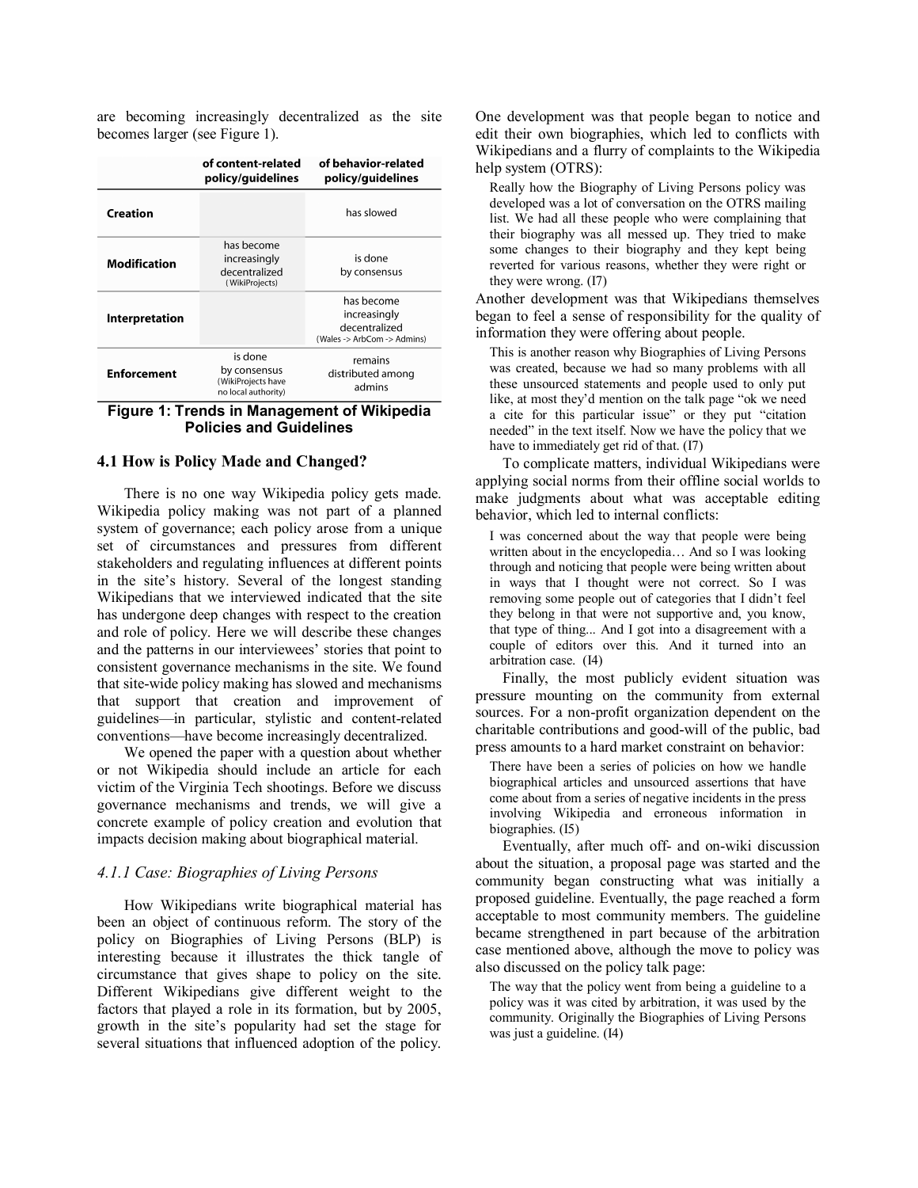are becoming increasingly decentralized as the site becomes larger (see Figure 1).

| | of content-related policy/guidelines | of behavior-related policy/guidelines |
|---|---|---|
| **Creation** | | has slowed |
| **Modification** | has become increasingly decentralized (WikiProjects) | is done by consensus |
| **Interpretation** | | has become increasingly decentralized (Wales -> ArbCom -> Admins) |
| **Enforcement** | is done by consensus (WikiProjects have no local authority) | remains distributed among admins |

**Figure 1: Trends in Management of Wikipedia Policies and Guidelines**

### 4.1 How is Policy Made and Changed?

There is no one way Wikipedia policy gets made. Wikipedia policy making was not part of a planned system of governance; each policy arose from a unique set of circumstances and pressures from different stakeholders and regulating influences at different points in the site's history. Several of the longest standing Wikipedians that we interviewed indicated that the site has undergone deep changes with respect to the creation and role of policy. Here we will describe these changes and the patterns in our interviewees' stories that point to consistent governance mechanisms in the site. We found that site-wide policy making has slowed and mechanisms that support that creation and improvement of guidelines—in particular, stylistic and content-related conventions—have become increasingly decentralized.

We opened the paper with a question about whether or not Wikipedia should include an article for each victim of the Virginia Tech shootings. Before we discuss governance mechanisms and trends, we will give a concrete example of policy creation and evolution that impacts decision making about biographical material.

#### *4.1.1 Case: Biographies of Living Persons*

How Wikipedians write biographical material has been an object of continuous reform. The story of the policy on Biographies of Living Persons (BLP) is interesting because it illustrates the thick tangle of circumstance that gives shape to policy on the site. Different Wikipedians give different weight to the factors that played a role in its formation, but by 2005, growth in the site's popularity had set the stage for several situations that influenced adoption of the policy.

One development was that people began to notice and edit their own biographies, which led to conflicts with Wikipedians and a flurry of complaints to the Wikipedia help system (OTRS):

> Really how the Biography of Living Persons policy was developed was a lot of conversation on the OTRS mailing list. We had all these people who were complaining that their biography was all messed up. They tried to make some changes to their biography and they kept being reverted for various reasons, whether they were right or they were wrong. (I7)

Another development was that Wikipedians themselves began to feel a sense of responsibility for the quality of information they were offering about people.

> This is another reason why Biographies of Living Persons was created, because we had so many problems with all these unsourced statements and people used to only put like, at most they'd mention on the talk page "ok we need a cite for this particular issue" or they put "citation needed" in the text itself. Now we have the policy that we have to immediately get rid of that. (I7)

To complicate matters, individual Wikipedians were applying social norms from their offline social worlds to make judgments about what was acceptable editing behavior, which led to internal conflicts:

> I was concerned about the way that people were being written about in the encyclopedia… And so I was looking through and noticing that people were being written about in ways that I thought were not correct. So I was removing some people out of categories that I didn't feel they belong in that were not supportive and, you know, that type of thing... And I got into a disagreement with a couple of editors over this. And it turned into an arbitration case. (I4)

Finally, the most publicly evident situation was pressure mounting on the community from external sources. For a non-profit organization dependent on the charitable contributions and good-will of the public, bad press amounts to a hard market constraint on behavior:

> There have been a series of policies on how we handle biographical articles and unsourced assertions that have come about from a series of negative incidents in the press involving Wikipedia and erroneous information in biographies. (I5)

Eventually, after much off- and on-wiki discussion about the situation, a proposal page was started and the community began constructing what was initially a proposed guideline. Eventually, the page reached a form acceptable to most community members. The guideline became strengthened in part because of the arbitration case mentioned above, although the move to policy was also discussed on the policy talk page:

> The way that the policy went from being a guideline to a policy was it was cited by arbitration, it was used by the community. Originally the Biographies of Living Persons was just a guideline. (I4)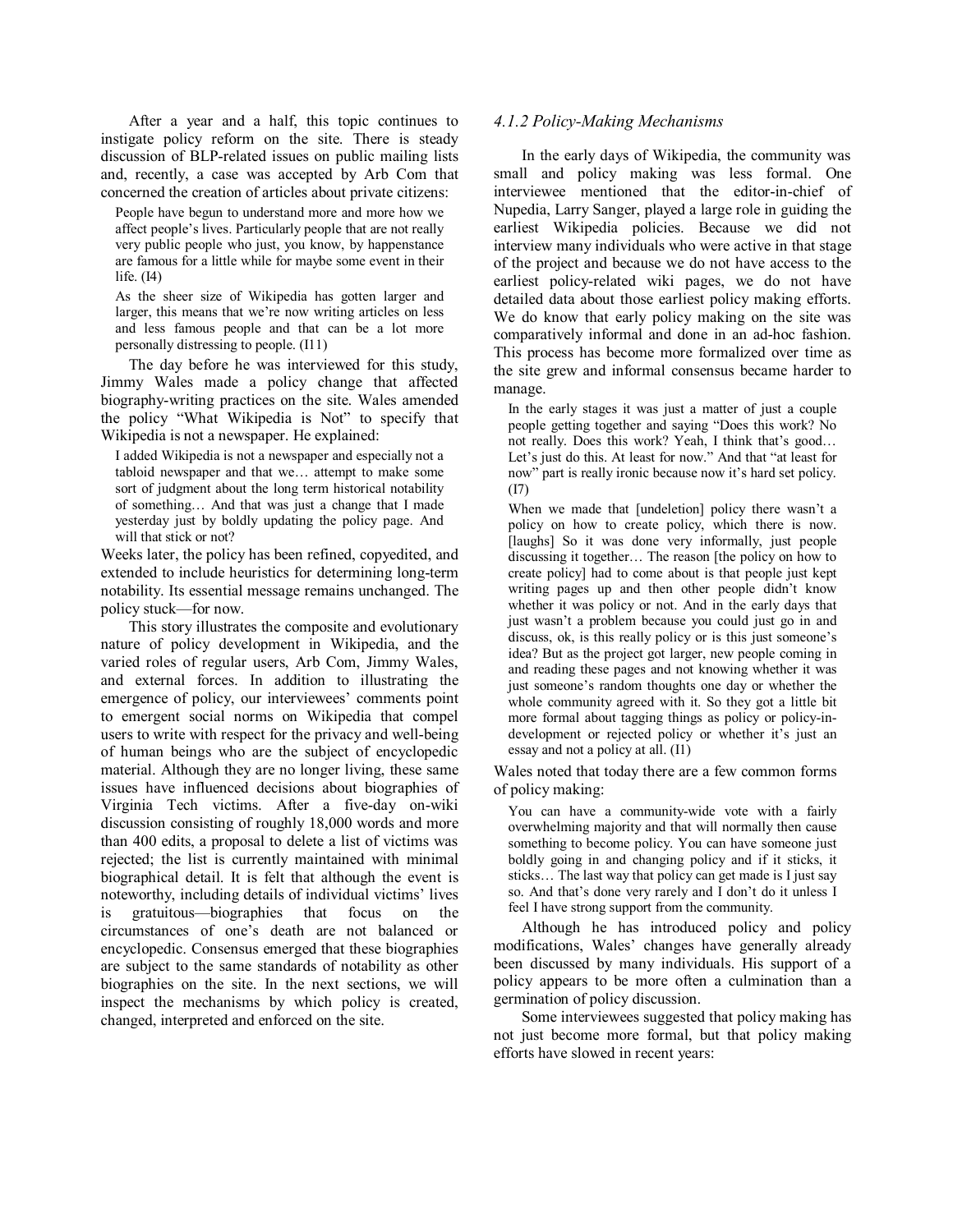After a year and a half, this topic continues to instigate policy reform on the site. There is steady discussion of BLP-related issues on public mailing lists and, recently, a case was accepted by Arb Com that concerned the creation of articles about private citizens:

> People have begun to understand more and more how we affect people's lives. Particularly people that are not really very public people who just, you know, by happenstance are famous for a little while for maybe some event in their life. (I4)

> As the sheer size of Wikipedia has gotten larger and larger, this means that we're now writing articles on less and less famous people and that can be a lot more personally distressing to people. (I11)

The day before he was interviewed for this study, Jimmy Wales made a policy change that affected biography-writing practices on the site. Wales amended the policy "What Wikipedia is Not" to specify that Wikipedia is not a newspaper. He explained:

> I added Wikipedia is not a newspaper and especially not a tabloid newspaper and that we… attempt to make some sort of judgment about the long term historical notability of something… And that was just a change that I made yesterday just by boldly updating the policy page. And will that stick or not?

Weeks later, the policy has been refined, copyedited, and extended to include heuristics for determining long-term notability. Its essential message remains unchanged. The policy stuck—for now.

This story illustrates the composite and evolutionary nature of policy development in Wikipedia, and the varied roles of regular users, Arb Com, Jimmy Wales, and external forces. In addition to illustrating the emergence of policy, our interviewees' comments point to emergent social norms on Wikipedia that compel users to write with respect for the privacy and well-being of human beings who are the subject of encyclopedic material. Although they are no longer living, these same issues have influenced decisions about biographies of Virginia Tech victims. After a five-day on-wiki discussion consisting of roughly 18,000 words and more than 400 edits, a proposal to delete a list of victims was rejected; the list is currently maintained with minimal biographical detail. It is felt that although the event is noteworthy, including details of individual victims' lives is gratuitous—biographies that focus on the circumstances of one's death are not balanced or encyclopedic. Consensus emerged that these biographies are subject to the same standards of notability as other biographies on the site. In the next sections, we will inspect the mechanisms by which policy is created, changed, interpreted and enforced on the site.

### *4.1.2 Policy-Making Mechanisms*

In the early days of Wikipedia, the community was small and policy making was less formal. One interviewee mentioned that the editor-in-chief of Nupedia, Larry Sanger, played a large role in guiding the earliest Wikipedia policies. Because we did not interview many individuals who were active in that stage of the project and because we do not have access to the earliest policy-related wiki pages, we do not have detailed data about those earliest policy making efforts. We do know that early policy making on the site was comparatively informal and done in an ad-hoc fashion. This process has become more formalized over time as the site grew and informal consensus became harder to manage.

> In the early stages it was just a matter of just a couple people getting together and saying "Does this work? No not really. Does this work? Yeah, I think that's good… Let's just do this. At least for now." And that "at least for now" part is really ironic because now it's hard set policy. (I7)

> When we made that [undeletion] policy there wasn't a policy on how to create policy, which there is now. [laughs] So it was done very informally, just people discussing it together… The reason [the policy on how to create policy] had to come about is that people just kept writing pages up and then other people didn't know whether it was policy or not. And in the early days that just wasn't a problem because you could just go in and discuss, ok, is this really policy or is this just someone's idea? But as the project got larger, new people coming in and reading these pages and not knowing whether it was just someone's random thoughts one day or whether the whole community agreed with it. So they got a little bit more formal about tagging things as policy or policy-in-development or rejected policy or whether it's just an essay and not a policy at all. (I1)

Wales noted that today there are a few common forms of policy making:

> You can have a community-wide vote with a fairly overwhelming majority and that will normally then cause something to become policy. You can have someone just boldly going in and changing policy and if it sticks, it sticks… The last way that policy can get made is I just say so. And that's done very rarely and I don't do it unless I feel I have strong support from the community.

Although he has introduced policy and policy modifications, Wales' changes have generally already been discussed by many individuals. His support of a policy appears to be more often a culmination than a germination of policy discussion.

Some interviewees suggested that policy making has not just become more formal, but that policy making efforts have slowed in recent years: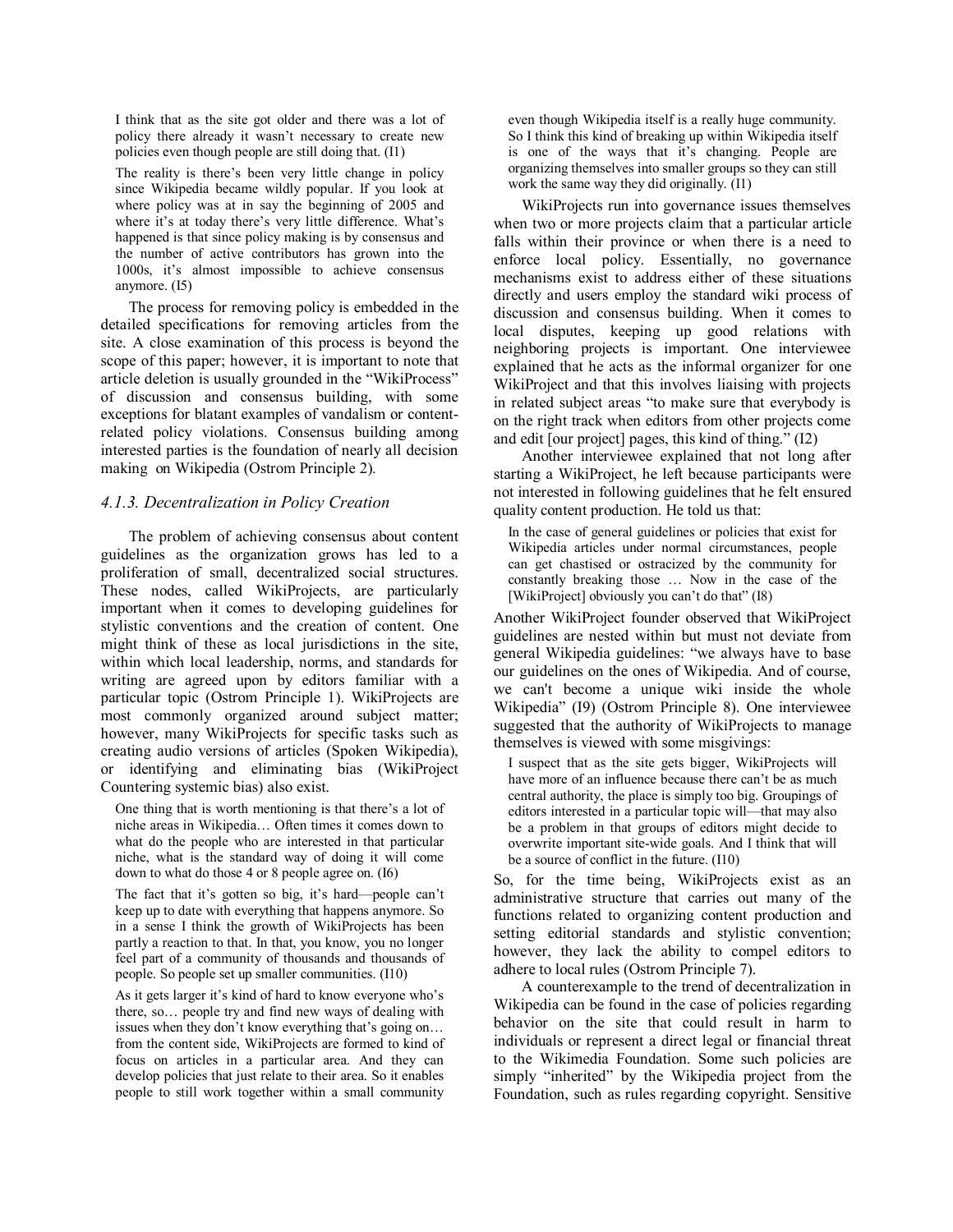> I think that as the site got older and there was a lot of policy there already it wasn't necessary to create new policies even though people are still doing that. (I1)

> The reality is there's been very little change in policy since Wikipedia became wildly popular. If you look at where policy was at in say the beginning of 2005 and where it's at today there's very little difference. What's happened is that since policy making is by consensus and the number of active contributors has grown into the 1000s, it's almost impossible to achieve consensus anymore. (I5)

The process for removing policy is embedded in the detailed specifications for removing articles from the site. A close examination of this process is beyond the scope of this paper; however, it is important to note that article deletion is usually grounded in the "WikiProcess" of discussion and consensus building, with some exceptions for blatant examples of vandalism or content-related policy violations. Consensus building among interested parties is the foundation of nearly all decision making on Wikipedia (Ostrom Principle 2).

### 4.1.3. Decentralization in Policy Creation

The problem of achieving consensus about content guidelines as the organization grows has led to a proliferation of small, decentralized social structures. These nodes, called WikiProjects, are particularly important when it comes to developing guidelines for stylistic conventions and the creation of content. One might think of these as local jurisdictions in the site, within which local leadership, norms, and standards for writing are agreed upon by editors familiar with a particular topic (Ostrom Principle 1). WikiProjects are most commonly organized around subject matter; however, many WikiProjects for specific tasks such as creating audio versions of articles (Spoken Wikipedia), or identifying and eliminating bias (WikiProject Countering systemic bias) also exist.

> One thing that is worth mentioning is that there's a lot of niche areas in Wikipedia… Often times it comes down to what do the people who are interested in that particular niche, what is the standard way of doing it will come down to what do those 4 or 8 people agree on. (I6)

> The fact that it's gotten so big, it's hard—people can't keep up to date with everything that happens anymore. So in a sense I think the growth of WikiProjects has been partly a reaction to that. In that, you know, you no longer feel part of a community of thousands and thousands of people. So people set up smaller communities. (I10)

> As it gets larger it's kind of hard to know everyone who's there, so… people try and find new ways of dealing with issues when they don't know everything that's going on… from the content side, WikiProjects are formed to kind of focus on articles in a particular area. And they can develop policies that just relate to their area. So it enables people to still work together within a small community even though Wikipedia itself is a really huge community. So I think this kind of breaking up within Wikipedia itself is one of the ways that it's changing. People are organizing themselves into smaller groups so they can still work the same way they did originally. (I1)

WikiProjects run into governance issues themselves when two or more projects claim that a particular article falls within their province or when there is a need to enforce local policy. Essentially, no governance mechanisms exist to address either of these situations directly and users employ the standard wiki process of discussion and consensus building. When it comes to local disputes, keeping up good relations with neighboring projects is important. One interviewee explained that he acts as the informal organizer for one WikiProject and that this involves liaising with projects in related subject areas "to make sure that everybody is on the right track when editors from other projects come and edit [our project] pages, this kind of thing." (I2)

Another interviewee explained that not long after starting a WikiProject, he left because participants were not interested in following guidelines that he felt ensured quality content production. He told us that:

> In the case of general guidelines or policies that exist for Wikipedia articles under normal circumstances, people can get chastised or ostracized by the community for constantly breaking those … Now in the case of the [WikiProject] obviously you can't do that" (I8)

Another WikiProject founder observed that WikiProject guidelines are nested within but must not deviate from general Wikipedia guidelines: "we always have to base our guidelines on the ones of Wikipedia. And of course, we can't become a unique wiki inside the whole Wikipedia" (I9) (Ostrom Principle 8). One interviewee suggested that the authority of WikiProjects to manage themselves is viewed with some misgivings:

> I suspect that as the site gets bigger, WikiProjects will have more of an influence because there can't be as much central authority, the place is simply too big. Groupings of editors interested in a particular topic will—that may also be a problem in that groups of editors might decide to overwrite important site-wide goals. And I think that will be a source of conflict in the future. (I10)

So, for the time being, WikiProjects exist as an administrative structure that carries out many of the functions related to organizing content production and setting editorial standards and stylistic convention; however, they lack the ability to compel editors to adhere to local rules (Ostrom Principle 7).

A counterexample to the trend of decentralization in Wikipedia can be found in the case of policies regarding behavior on the site that could result in harm to individuals or represent a direct legal or financial threat to the Wikimedia Foundation. Some such policies are simply "inherited" by the Wikipedia project from the Foundation, such as rules regarding copyright. Sensitive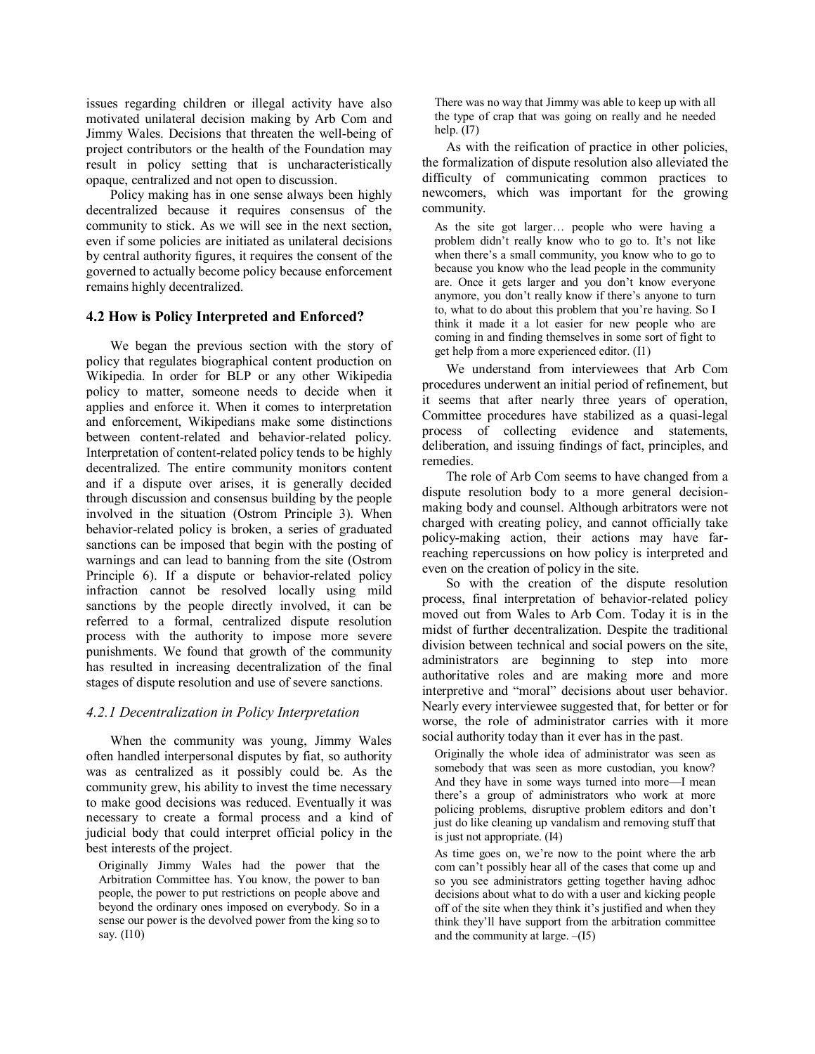issues regarding children or illegal activity have also motivated unilateral decision making by Arb Com and Jimmy Wales. Decisions that threaten the well-being of project contributors or the health of the Foundation may result in policy setting that is uncharacteristically opaque, centralized and not open to discussion.

Policy making has in one sense always been highly decentralized because it requires consensus of the community to stick. As we will see in the next section, even if some policies are initiated as unilateral decisions by central authority figures, it requires the consent of the governed to actually become policy because enforcement remains highly decentralized.

### 4.2 How is Policy Interpreted and Enforced?

We began the previous section with the story of policy that regulates biographical content production on Wikipedia. In order for BLP or any other Wikipedia policy to matter, someone needs to decide when it applies and enforce it. When it comes to interpretation and enforcement, Wikipedians make some distinctions between content-related and behavior-related policy. Interpretation of content-related policy tends to be highly decentralized. The entire community monitors content and if a dispute over arises, it is generally decided through discussion and consensus building by the people involved in the situation (Ostrom Principle 3). When behavior-related policy is broken, a series of graduated sanctions can be imposed that begin with the posting of warnings and can lead to banning from the site (Ostrom Principle 6). If a dispute or behavior-related policy infraction cannot be resolved locally using mild sanctions by the people directly involved, it can be referred to a formal, centralized dispute resolution process with the authority to impose more severe punishments. We found that growth of the community has resulted in increasing decentralization of the final stages of dispute resolution and use of severe sanctions.

#### *4.2.1 Decentralization in Policy Interpretation*

When the community was young, Jimmy Wales often handled interpersonal disputes by fiat, so authority was as centralized as it possibly could be. As the community grew, his ability to invest the time necessary to make good decisions was reduced. Eventually it was necessary to create a formal process and a kind of judicial body that could interpret official policy in the best interests of the project.

> Originally Jimmy Wales had the power that the Arbitration Committee has. You know, the power to ban people, the power to put restrictions on people above and beyond the ordinary ones imposed on everybody. So in a sense our power is the devolved power from the king so to say. (I10)

> There was no way that Jimmy was able to keep up with all the type of crap that was going on really and he needed help. (I7)

As with the reification of practice in other policies, the formalization of dispute resolution also alleviated the difficulty of communicating common practices to newcomers, which was important for the growing community.

> As the site got larger… people who were having a problem didn't really know who to go to. It's not like when there's a small community, you know who to go to because you know who the lead people in the community are. Once it gets larger and you don't know everyone anymore, you don't really know if there's anyone to turn to, what to do about this problem that you're having. So I think it made it a lot easier for new people who are coming in and finding themselves in some sort of fight to get help from a more experienced editor. (I1)

We understand from interviewees that Arb Com procedures underwent an initial period of refinement, but it seems that after nearly three years of operation, Committee procedures have stabilized as a quasi-legal process of collecting evidence and statements, deliberation, and issuing findings of fact, principles, and remedies.

The role of Arb Com seems to have changed from a dispute resolution body to a more general decision-making body and counsel. Although arbitrators were not charged with creating policy, and cannot officially take policy-making action, their actions may have far-reaching repercussions on how policy is interpreted and even on the creation of policy in the site.

So with the creation of the dispute resolution process, final interpretation of behavior-related policy moved out from Wales to Arb Com. Today it is in the midst of further decentralization. Despite the traditional division between technical and social powers on the site, administrators are beginning to step into more authoritative roles and are making more and more interpretive and "moral" decisions about user behavior. Nearly every interviewee suggested that, for better or for worse, the role of administrator carries with it more social authority today than it ever has in the past.

> Originally the whole idea of administrator was seen as somebody that was seen as more custodian, you know? And they have in some ways turned into more—I mean there's a group of administrators who work at more policing problems, disruptive problem editors and don't just do like cleaning up vandalism and removing stuff that is just not appropriate. (I4)

> As time goes on, we're now to the point where the arb com can't possibly hear all of the cases that come up and so you see administrators getting together having adhoc decisions about what to do with a user and kicking people off of the site when they think it's justified and when they think they'll have support from the arbitration committee and the community at large. –(I5)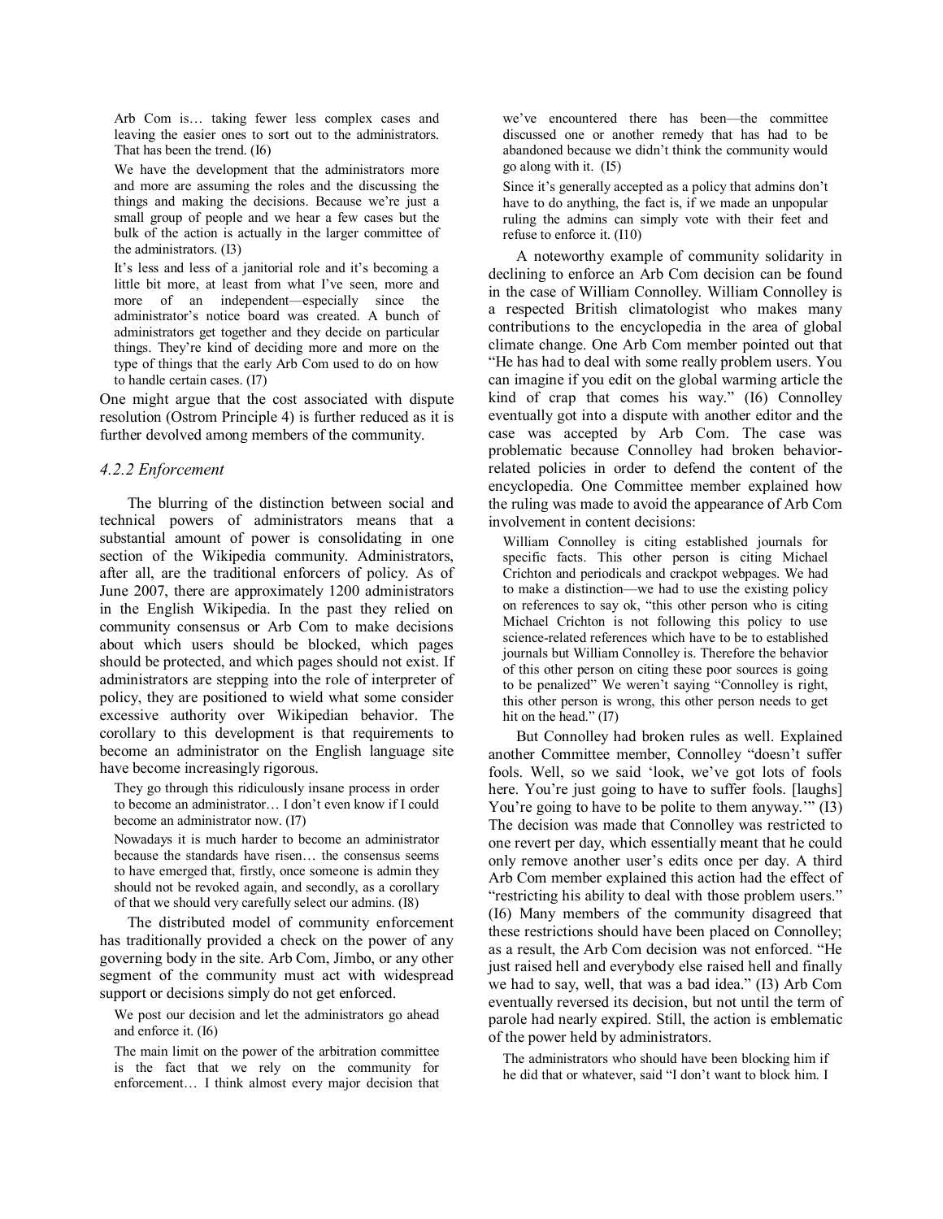> Arb Com is… taking fewer less complex cases and leaving the easier ones to sort out to the administrators. That has been the trend. (I6)

> We have the development that the administrators more and more are assuming the roles and the discussing the things and making the decisions. Because we're just a small group of people and we hear a few cases but the bulk of the action is actually in the larger committee of the administrators. (I3)

> It's less and less of a janitorial role and it's becoming a little bit more, at least from what I've seen, more and more of an independent—especially since the administrator's notice board was created. A bunch of administrators get together and they decide on particular things. They're kind of deciding more and more on the type of things that the early Arb Com used to do on how to handle certain cases. (I7)

One might argue that the cost associated with dispute resolution (Ostrom Principle 4) is further reduced as it is further devolved among members of the community.

### *4.2.2 Enforcement*

The blurring of the distinction between social and technical powers of administrators means that a substantial amount of power is consolidating in one section of the Wikipedia community. Administrators, after all, are the traditional enforcers of policy. As of June 2007, there are approximately 1200 administrators in the English Wikipedia. In the past they relied on community consensus or Arb Com to make decisions about which users should be blocked, which pages should be protected, and which pages should not exist. If administrators are stepping into the role of interpreter of policy, they are positioned to wield what some consider excessive authority over Wikipedian behavior. The corollary to this development is that requirements to become an administrator on the English language site have become increasingly rigorous.

> They go through this ridiculously insane process in order to become an administrator… I don't even know if I could become an administrator now. (I7)

> Nowadays it is much harder to become an administrator because the standards have risen… the consensus seems to have emerged that, firstly, once someone is admin they should not be revoked again, and secondly, as a corollary of that we should very carefully select our admins. (I8)

The distributed model of community enforcement has traditionally provided a check on the power of any governing body in the site. Arb Com, Jimbo, or any other segment of the community must act with widespread support or decisions simply do not get enforced.

> We post our decision and let the administrators go ahead and enforce it. (I6)

> The main limit on the power of the arbitration committee is the fact that we rely on the community for enforcement… I think almost every major decision that we've encountered there has been—the committee discussed one or another remedy that has had to be abandoned because we didn't think the community would go along with it. (I5)

> Since it's generally accepted as a policy that admins don't have to do anything, the fact is, if we made an unpopular ruling the admins can simply vote with their feet and refuse to enforce it. (I10)

A noteworthy example of community solidarity in declining to enforce an Arb Com decision can be found in the case of William Connolley. William Connolley is a respected British climatologist who makes many contributions to the encyclopedia in the area of global climate change. One Arb Com member pointed out that "He has had to deal with some really problem users. You can imagine if you edit on the global warming article the kind of crap that comes his way." (I6) Connolley eventually got into a dispute with another editor and the case was accepted by Arb Com. The case was problematic because Connolley had broken behavior-related policies in order to defend the content of the encyclopedia. One Committee member explained how the ruling was made to avoid the appearance of Arb Com involvement in content decisions:

> William Connolley is citing established journals for specific facts. This other person is citing Michael Crichton and periodicals and crackpot webpages. We had to make a distinction—we had to use the existing policy on references to say ok, "this other person who is citing Michael Crichton is not following this policy to use science-related references which have to be to established journals but William Connolley is. Therefore the behavior of this other person on citing these poor sources is going to be penalized" We weren't saying "Connolley is right, this other person is wrong, this other person needs to get hit on the head." (I7)

But Connolley had broken rules as well. Explained another Committee member, Connolley "doesn't suffer fools. Well, so we said 'look, we've got lots of fools here. You're just going to have to suffer fools. [laughs] You're going to have to be polite to them anyway.'" (I3) The decision was made that Connolley was restricted to one revert per day, which essentially meant that he could only remove another user's edits once per day. A third Arb Com member explained this action had the effect of "restricting his ability to deal with those problem users." (I6) Many members of the community disagreed that these restrictions should have been placed on Connolley; as a result, the Arb Com decision was not enforced. "He just raised hell and everybody else raised hell and finally we had to say, well, that was a bad idea." (I3) Arb Com eventually reversed its decision, but not until the term of parole had nearly expired. Still, the action is emblematic of the power held by administrators.

> The administrators who should have been blocking him if he did that or whatever, said "I don't want to block him. I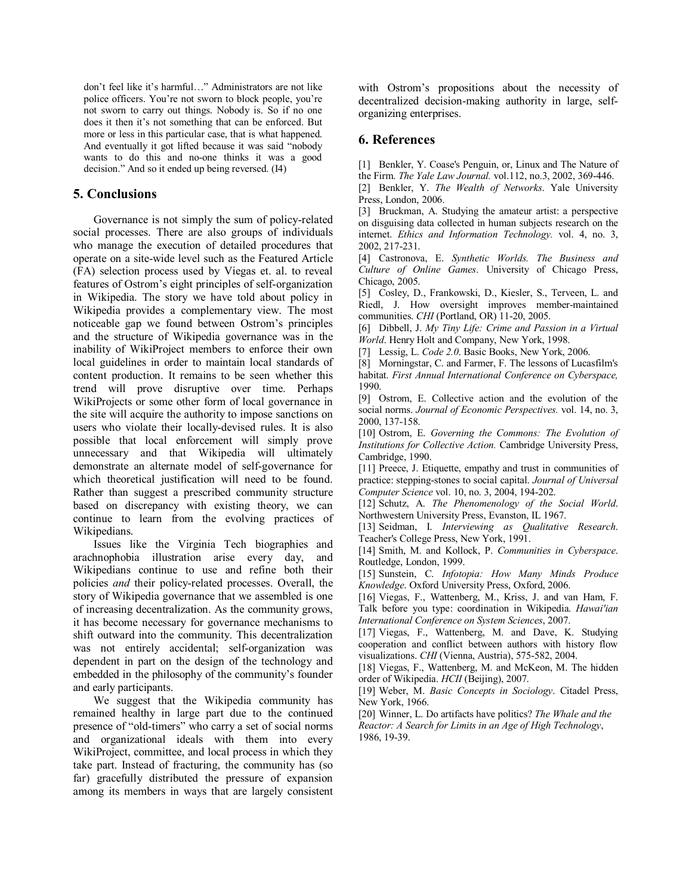> don't feel like it's harmful…" Administrators are not like police officers. You're not sworn to block people, you're not sworn to carry out things. Nobody is. So if no one does it then it's not something that can be enforced. But more or less in this particular case, that is what happened. And eventually it got lifted because it was said "nobody wants to do this and no-one thinks it was a good decision." And so it ended up being reversed. (I4)

## 5. Conclusions

Governance is not simply the sum of policy-related social processes. There are also groups of individuals who manage the execution of detailed procedures that operate on a site-wide level such as the Featured Article (FA) selection process used by Viegas et. al. to reveal features of Ostrom's eight principles of self-organization in Wikipedia. The story we have told about policy in Wikipedia provides a complementary view. The most noticeable gap we found between Ostrom's principles and the structure of Wikipedia governance was in the inability of WikiProject members to enforce their own local guidelines in order to maintain local standards of content production. It remains to be seen whether this trend will prove disruptive over time. Perhaps WikiProjects or some other form of local governance in the site will acquire the authority to impose sanctions on users who violate their locally-devised rules. It is also possible that local enforcement will simply prove unnecessary and that Wikipedia will ultimately demonstrate an alternate model of self-governance for which theoretical justification will need to be found. Rather than suggest a prescribed community structure based on discrepancy with existing theory, we can continue to learn from the evolving practices of Wikipedians.

Issues like the Virginia Tech biographies and arachnophobia illustration arise every day, and Wikipedians continue to use and refine both their policies *and* their policy-related processes. Overall, the story of Wikipedia governance that we assembled is one of increasing decentralization. As the community grows, it has become necessary for governance mechanisms to shift outward into the community. This decentralization was not entirely accidental; self-organization was dependent in part on the design of the technology and embedded in the philosophy of the community's founder and early participants.

We suggest that the Wikipedia community has remained healthy in large part due to the continued presence of "old-timers" who carry a set of social norms and organizational ideals with them into every WikiProject, committee, and local process in which they take part. Instead of fracturing, the community has (so far) gracefully distributed the pressure of expansion among its members in ways that are largely consistent with Ostrom's propositions about the necessity of decentralized decision-making authority in large, self-organizing enterprises.

## 6. References

[1] Benkler, Y. Coase's Penguin, or, Linux and The Nature of the Firm. *The Yale Law Journal.* vol.112, no.3, 2002, 369-446.

[2] Benkler, Y. *The Wealth of Networks*. Yale University Press, London, 2006.

[3] Bruckman, A. Studying the amateur artist: a perspective on disguising data collected in human subjects research on the internet. *Ethics and Information Technology.* vol. 4, no. 3, 2002, 217-231.

[4] Castronova, E. *Synthetic Worlds. The Business and Culture of Online Games*. University of Chicago Press, Chicago, 2005.

[5] Cosley, D., Frankowski, D., Kiesler, S., Terveen, L. and Riedl, J. How oversight improves member-maintained communities. *CHI* (Portland, OR) 11-20, 2005.

[6] Dibbell, J. *My Tiny Life: Crime and Passion in a Virtual World*. Henry Holt and Company, New York, 1998.

[7] Lessig, L. *Code 2.0*. Basic Books, New York, 2006.

[8] Morningstar, C. and Farmer, F. The lessons of Lucasfilm's habitat. *First Annual International Conference on Cyberspace,* 1990.

[9] Ostrom, E. Collective action and the evolution of the social norms. *Journal of Economic Perspectives.* vol. 14, no. 3, 2000, 137-158.

[10] Ostrom, E. *Governing the Commons: The Evolution of Institutions for Collective Action.* Cambridge University Press, Cambridge, 1990.

[11] Preece, J. Etiquette, empathy and trust in communities of practice: stepping-stones to social capital. *Journal of Universal Computer Science* vol. 10, no. 3, 2004, 194-202.

[12] Schutz, A. *The Phenomenology of the Social World*. Northwestern University Press, Evanston, IL 1967.

[13] Seidman, I. *Interviewing as Qualitative Research*. Teacher's College Press, New York, 1991.

[14] Smith, M. and Kollock, P. *Communities in Cyberspace*. Routledge, London, 1999.

[15] Sunstein, C. *Infotopia: How Many Minds Produce Knowledge*. Oxford University Press, Oxford, 2006.

[16] Viegas, F., Wattenberg, M., Kriss, J. and van Ham, F. Talk before you type: coordination in Wikipedia. *Hawai'ian International Conference on System Sciences*, 2007.

[17] Viegas, F., Wattenberg, M. and Dave, K. Studying cooperation and conflict between authors with history flow visualizations. *CHI* (Vienna, Austria), 575-582, 2004.

[18] Viegas, F., Wattenberg, M. and McKeon, M. The hidden order of Wikipedia. *HCII* (Beijing), 2007.

[19] Weber, M. *Basic Concepts in Sociology*. Citadel Press, New York, 1966.

[20] Winner, L. Do artifacts have politics? *The Whale and the Reactor: A Search for Limits in an Age of High Technology*, 1986, 19-39.